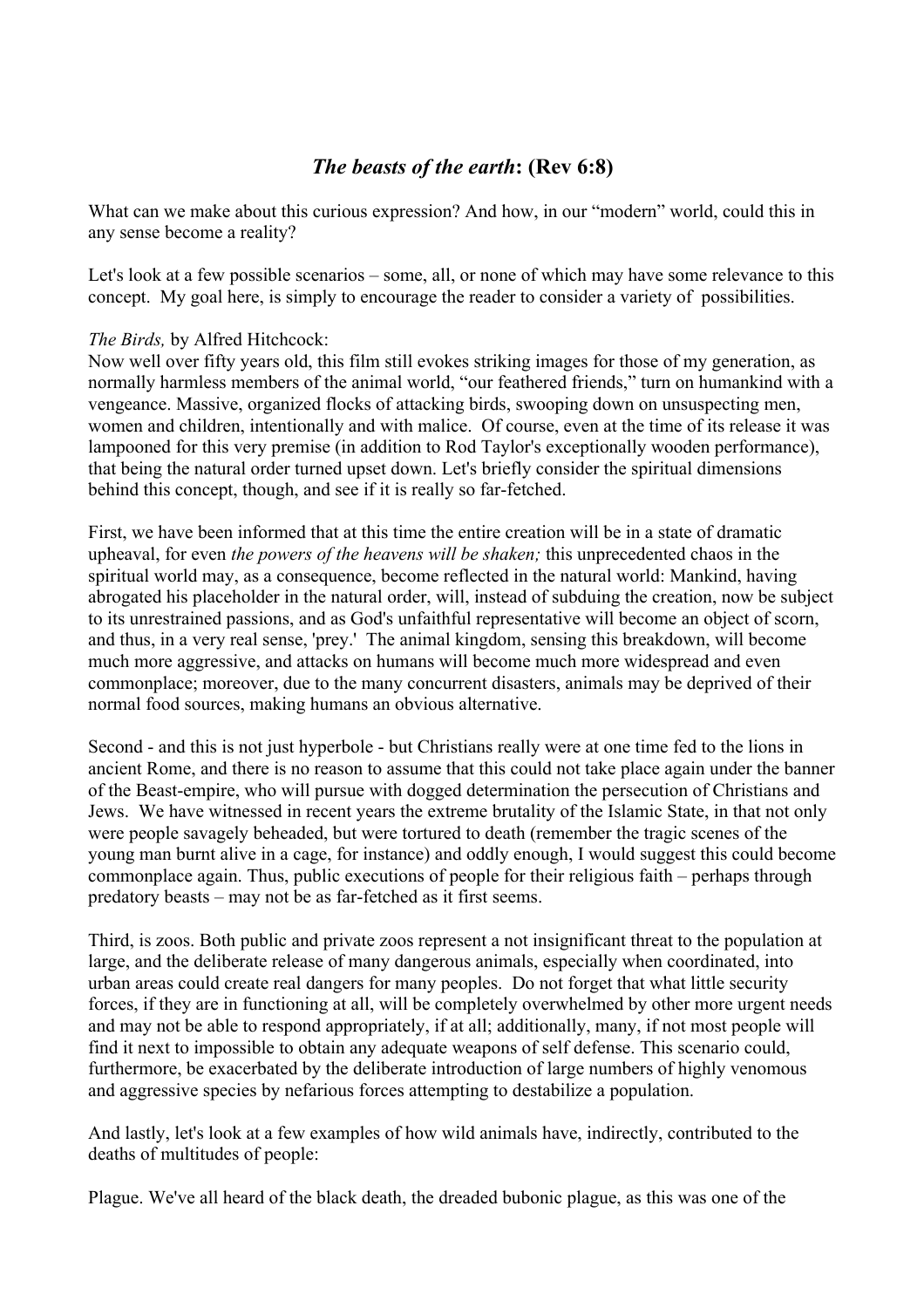## *The beasts of the earth*: (Rev 6:8)

What can we make about this curious expression? And how, in our "modern" world, could this in any sense become a reality?

Let's look at a few possible scenarios – some, all, or none of which may have some relevance to this concept. My goal here, is simply to encourage the reader to consider a variety of possibilities.

*The Birds,* by Alfred Hitchcock:
Now well over fifty years old, this film still evokes striking images for those of my generation, as normally harmless members of the animal world, "our feathered friends," turn on humankind with a vengeance. Massive, organized flocks of attacking birds, swooping down on unsuspecting men, women and children, intentionally and with malice. Of course, even at the time of its release it was lampooned for this very premise (in addition to Rod Taylor's exceptionally wooden performance), that being the natural order turned upset down. Let's briefly consider the spiritual dimensions behind this concept, though, and see if it is really so far-fetched.

First, we have been informed that at this time the entire creation will be in a state of dramatic upheaval, for even *the powers of the heavens will be shaken;* this unprecedented chaos in the spiritual world may, as a consequence, become reflected in the natural world: Mankind, having abrogated his placeholder in the natural order, will, instead of subduing the creation, now be subject to its unrestrained passions, and as God's unfaithful representative will become an object of scorn, and thus, in a very real sense, 'prey.' The animal kingdom, sensing this breakdown, will become much more aggressive, and attacks on humans will become much more widespread and even commonplace; moreover, due to the many concurrent disasters, animals may be deprived of their normal food sources, making humans an obvious alternative.

Second - and this is not just hyperbole - but Christians really were at one time fed to the lions in ancient Rome, and there is no reason to assume that this could not take place again under the banner of the Beast-empire, who will pursue with dogged determination the persecution of Christians and Jews. We have witnessed in recent years the extreme brutality of the Islamic State, in that not only were people savagely beheaded, but were tortured to death (remember the tragic scenes of the young man burnt alive in a cage, for instance) and oddly enough, I would suggest this could become commonplace again. Thus, public executions of people for their religious faith – perhaps through predatory beasts – may not be as far-fetched as it first seems.

Third, is zoos. Both public and private zoos represent a not insignificant threat to the population at large, and the deliberate release of many dangerous animals, especially when coordinated, into urban areas could create real dangers for many peoples. Do not forget that what little security forces, if they are in functioning at all, will be completely overwhelmed by other more urgent needs and may not be able to respond appropriately, if at all; additionally, many, if not most people will find it next to impossible to obtain any adequate weapons of self defense. This scenario could, furthermore, be exacerbated by the deliberate introduction of large numbers of highly venomous and aggressive species by nefarious forces attempting to destabilize a population.

And lastly, let's look at a few examples of how wild animals have, indirectly, contributed to the deaths of multitudes of people:

Plague. We've all heard of the black death, the dreaded bubonic plague, as this was one of the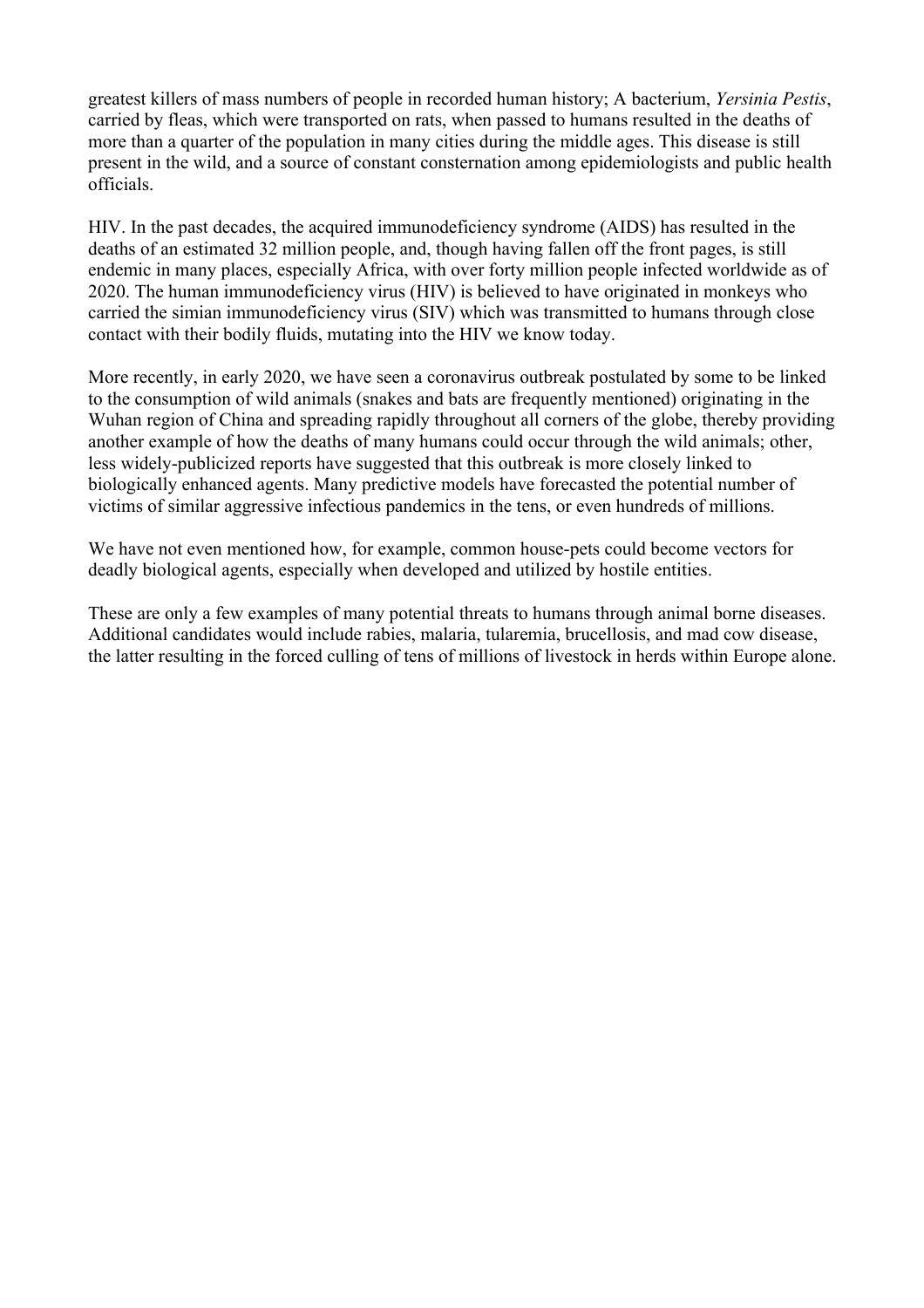greatest killers of mass numbers of people in recorded human history; A bacterium, *Yersinia Pestis*, carried by fleas, which were transported on rats, when passed to humans resulted in the deaths of more than a quarter of the population in many cities during the middle ages. This disease is still present in the wild, and a source of constant consternation among epidemiologists and public health officials.

HIV. In the past decades, the acquired immunodeficiency syndrome (AIDS) has resulted in the deaths of an estimated 32 million people, and, though having fallen off the front pages, is still endemic in many places, especially Africa, with over forty million people infected worldwide as of 2020. The human immunodeficiency virus (HIV) is believed to have originated in monkeys who carried the simian immunodeficiency virus (SIV) which was transmitted to humans through close contact with their bodily fluids, mutating into the HIV we know today.

More recently, in early 2020, we have seen a coronavirus outbreak postulated by some to be linked to the consumption of wild animals (snakes and bats are frequently mentioned) originating in the Wuhan region of China and spreading rapidly throughout all corners of the globe, thereby providing another example of how the deaths of many humans could occur through the wild animals; other, less widely-publicized reports have suggested that this outbreak is more closely linked to biologically enhanced agents. Many predictive models have forecasted the potential number of victims of similar aggressive infectious pandemics in the tens, or even hundreds of millions.

We have not even mentioned how, for example, common house-pets could become vectors for deadly biological agents, especially when developed and utilized by hostile entities.

These are only a few examples of many potential threats to humans through animal borne diseases. Additional candidates would include rabies, malaria, tularemia, brucellosis, and mad cow disease, the latter resulting in the forced culling of tens of millions of livestock in herds within Europe alone.